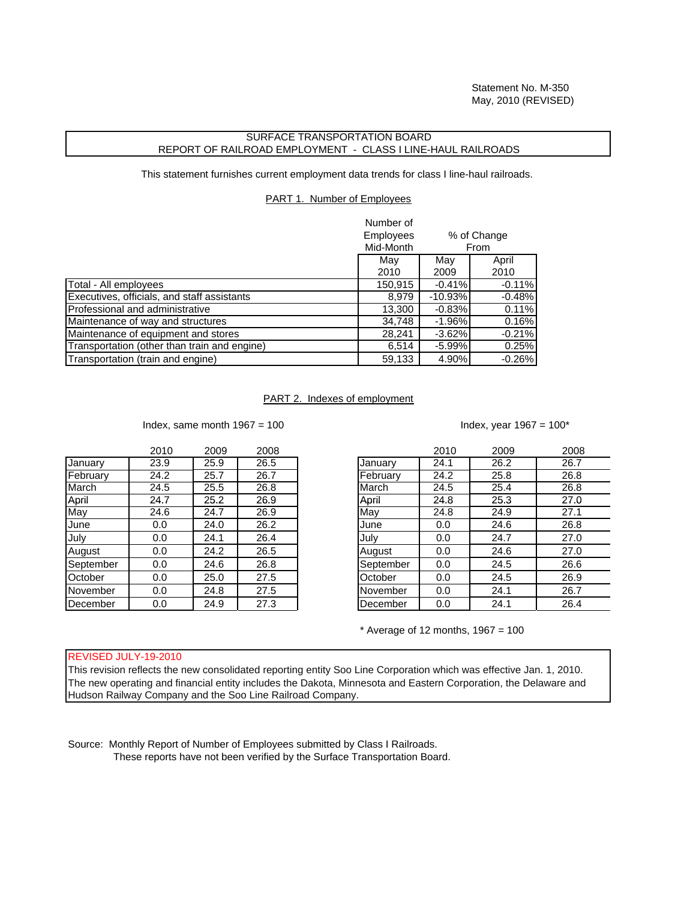Statement No. M-350
May, 2010 (REVISED)

## SURFACE TRANSPORTATION BOARD
## REPORT OF RAILROAD EMPLOYMENT - CLASS I LINE-HAUL RAILROADS

This statement furnishes current employment data trends for class I line-haul railroads.

### PART 1. Number of Employees

| | Number of Employees Mid-Month | % of Change From | |
|---|---|---|---|
| | May 2010 | May 2009 | April 2010 |
| Total - All employees | 150,915 | -0.41% | -0.11% |
| Executives, officials, and staff assistants | 8,979 | -10.93% | -0.48% |
| Professional and administrative | 13,300 | -0.83% | 0.11% |
| Maintenance of way and structures | 34,748 | -1.96% | 0.16% |
| Maintenance of equipment and stores | 28,241 | -3.62% | -0.21% |
| Transportation (other than train and engine) | 6,514 | -5.99% | 0.25% |
| Transportation (train and engine) | 59,133 | 4.90% | -0.26% |

### PART 2. Indexes of employment

Index, same month 1967 = 100

| | 2010 | 2009 | 2008 |
|---|---|---|---|
| January | 23.9 | 25.9 | 26.5 |
| February | 24.2 | 25.7 | 26.7 |
| March | 24.5 | 25.5 | 26.8 |
| April | 24.7 | 25.2 | 26.9 |
| May | 24.6 | 24.7 | 26.9 |
| June | 0.0 | 24.0 | 26.2 |
| July | 0.0 | 24.1 | 26.4 |
| August | 0.0 | 24.2 | 26.5 |
| September | 0.0 | 24.6 | 26.8 |
| October | 0.0 | 25.0 | 27.5 |
| November | 0.0 | 24.8 | 27.5 |
| December | 0.0 | 24.9 | 27.3 |

Index, year 1967 = 100*

| | 2010 | 2009 | 2008 |
|---|---|---|---|
| January | 24.1 | 26.2 | 26.7 |
| February | 24.2 | 25.8 | 26.8 |
| March | 24.5 | 25.4 | 26.8 |
| April | 24.8 | 25.3 | 27.0 |
| May | 24.8 | 24.9 | 27.1 |
| June | 0.0 | 24.6 | 26.8 |
| July | 0.0 | 24.7 | 27.0 |
| August | 0.0 | 24.6 | 27.0 |
| September | 0.0 | 24.5 | 26.6 |
| October | 0.0 | 24.5 | 26.9 |
| November | 0.0 | 24.1 | 26.7 |
| December | 0.0 | 24.1 | 26.4 |

* Average of 12 months, 1967 = 100

REVISED JULY-19-2010
This revision reflects the new consolidated reporting entity Soo Line Corporation which was effective Jan. 1, 2010. The new operating and financial entity includes the Dakota, Minnesota and Eastern Corporation, the Delaware and Hudson Railway Company and the Soo Line Railroad Company.

Source: Monthly Report of Number of Employees submitted by Class I Railroads.
These reports have not been verified by the Surface Transportation Board.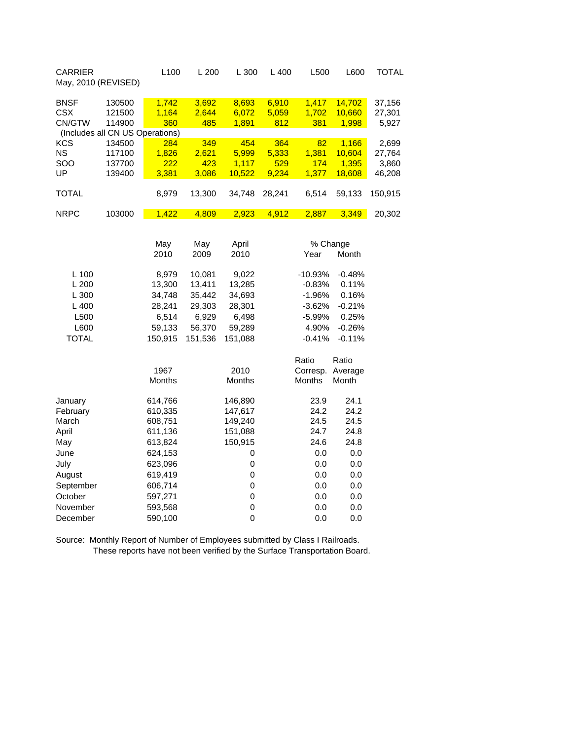| CARRIER May, 2010 (REVISED) | | L100 | L 200 | L 300 | L 400 | L500 | L600 | TOTAL |
|---|---|---|---|---|---|---|---|---|
| BNSF | 130500 | 1,742 | 3,692 | 8,693 | 6,910 | 1,417 | 14,702 | 37,156 |
| CSX | 121500 | 1,164 | 2,644 | 6,072 | 5,059 | 1,702 | 10,660 | 27,301 |
| CN/GTW | 114900 | 360 | 485 | 1,891 | 812 | 381 | 1,998 | 5,927 |
| (Includes all CN US Operations) | | | | | | | | |
| KCS | 134500 | 284 | 349 | 454 | 364 | 82 | 1,166 | 2,699 |
| NS | 117100 | 1,826 | 2,621 | 5,999 | 5,333 | 1,381 | 10,604 | 27,764 |
| SOO | 137700 | 222 | 423 | 1,117 | 529 | 174 | 1,395 | 3,860 |
| UP | 139400 | 3,381 | 3,086 | 10,522 | 9,234 | 1,377 | 18,608 | 46,208 |
| TOTAL | | 8,979 | 13,300 | 34,748 | 28,241 | 6,514 | 59,133 | 150,915 |
| NRPC | 103000 | 1,422 | 4,809 | 2,923 | 4,912 | 2,887 | 3,349 | 20,302 |

| | May 2010 | May 2009 | April 2010 | % Change Year | % Change Month |
|---|---|---|---|---|---|
| L 100 | 8,979 | 10,081 | 9,022 | -10.93% | -0.48% |
| L 200 | 13,300 | 13,411 | 13,285 | -0.83% | 0.11% |
| L 300 | 34,748 | 35,442 | 34,693 | -1.96% | 0.16% |
| L 400 | 28,241 | 29,303 | 28,301 | -3.62% | -0.21% |
| L500 | 6,514 | 6,929 | 6,498 | -5.99% | 0.25% |
| L600 | 59,133 | 56,370 | 59,289 | 4.90% | -0.26% |
| TOTAL | 150,915 | 151,536 | 151,088 | -0.41% | -0.11% |

| | 1967 Months | 2010 Months | Ratio Corresp. Months | Ratio Average Month |
|---|---|---|---|---|
| January | 614,766 | 146,890 | 23.9 | 24.1 |
| February | 610,335 | 147,617 | 24.2 | 24.2 |
| March | 608,751 | 149,240 | 24.5 | 24.5 |
| April | 611,136 | 151,088 | 24.7 | 24.8 |
| May | 613,824 | 150,915 | 24.6 | 24.8 |
| June | 624,153 | 0 | 0.0 | 0.0 |
| July | 623,096 | 0 | 0.0 | 0.0 |
| August | 619,419 | 0 | 0.0 | 0.0 |
| September | 606,714 | 0 | 0.0 | 0.0 |
| October | 597,271 | 0 | 0.0 | 0.0 |
| November | 593,568 | 0 | 0.0 | 0.0 |
| December | 590,100 | 0 | 0.0 | 0.0 |

Source: Monthly Report of Number of Employees submitted by Class I Railroads.
These reports have not been verified by the Surface Transportation Board.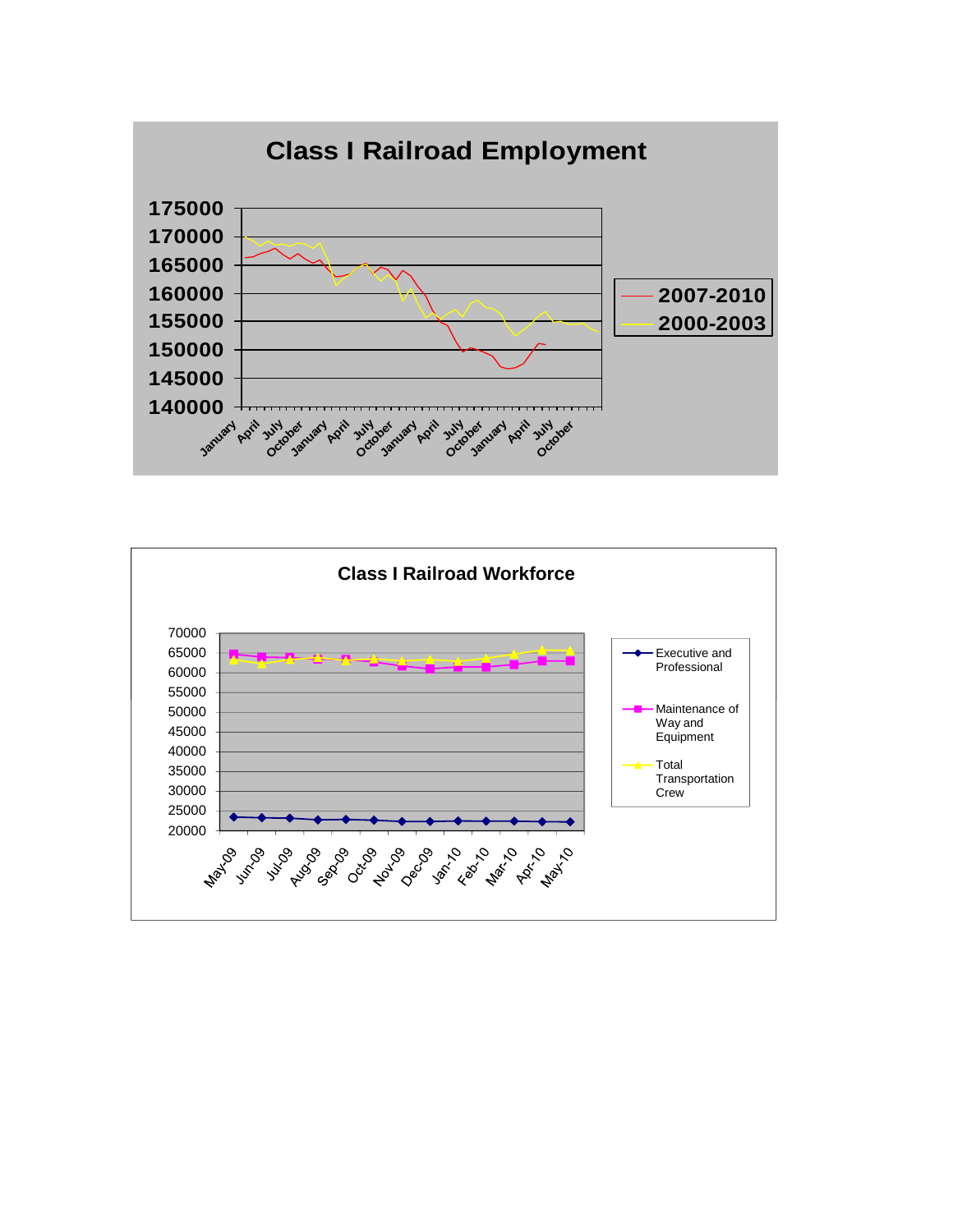Class I Railroad Employment

175000
170000
165000
160000
155000
150000
145000
140000

January
April
July
October
January
April
July
October
January
April
July
October
January
April
July
October

2007-2010
2000-2003

Class I Railroad Workforce

70000
65000
60000
55000
50000
45000
40000
35000
30000
25000
20000

May-09
Jun-09
Jul-09
Aug-09
Sep-09
Oct-09
Nov-09
Dec-09
Jan-10
Feb-10
Mar-10
Apr-10
May-10

Executive and Professional
Maintenance of Way and Equipment
Total Transportation Crew